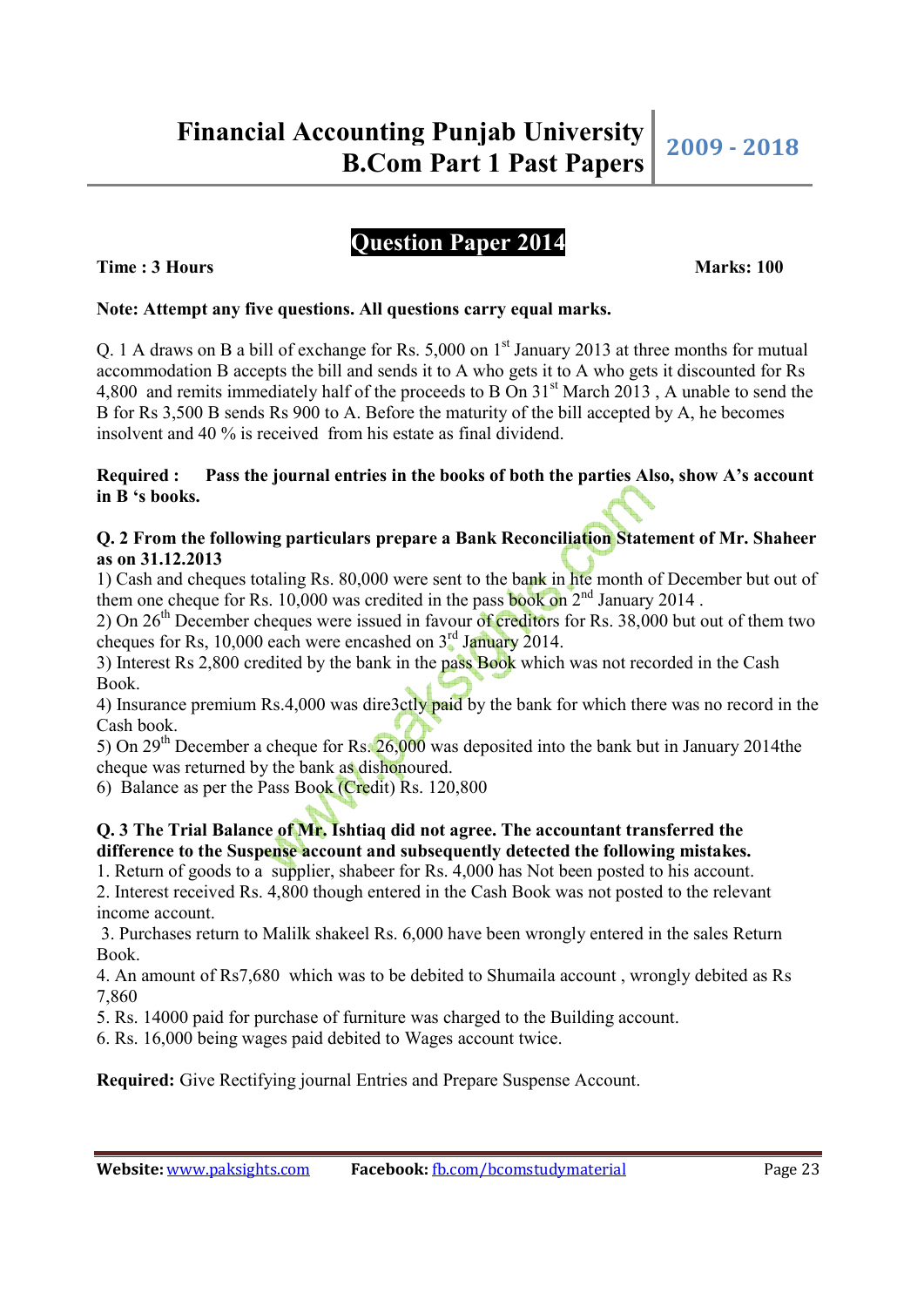## Question Paper 2014

**Time : 3 Hours** **Marks: 100**

**Note: Attempt any five questions. All questions carry equal marks.**

Q. 1 A draws on B a bill of exchange for Rs. 5,000 on 1st January 2013 at three months for mutual accommodation B accepts the bill and sends it to A who gets it to A who gets it discounted for Rs 4,800 and remits immediately half of the proceeds to B On 31st March 2013 , A unable to send the B for Rs 3,500 B sends Rs 900 to A. Before the maturity of the bill accepted by A, he becomes insolvent and 40 % is received from his estate as final dividend.

**Required : Pass the journal entries in the books of both the parties Also, show A's account in B 's books.**

**Q. 2 From the following particulars prepare a Bank Reconciliation Statement of Mr. Shaheer as on 31.12.2013**

1) Cash and cheques totaling Rs. 80,000 were sent to the bank in hte month of December but out of them one cheque for Rs. 10,000 was credited in the pass book on 2nd January 2014 .

2) On 26th December cheques were issued in favour of creditors for Rs. 38,000 but out of them two cheques for Rs, 10,000 each were encashed on 3rd January 2014.

3) Interest Rs 2,800 credited by the bank in the pass Book which was not recorded in the Cash Book.

4) Insurance premium Rs.4,000 was dire3ctly paid by the bank for which there was no record in the Cash book.

5) On 29th December a cheque for Rs. 26,000 was deposited into the bank but in January 2014the cheque was returned by the bank as dishonoured.

6) Balance as per the Pass Book (Credit) Rs. 120,800

**Q. 3 The Trial Balance of Mr. Ishtiaq did not agree. The accountant transferred the difference to the Suspense account and subsequently detected the following mistakes.**

1. Return of goods to a supplier, shabeer for Rs. 4,000 has Not been posted to his account.
2. Interest received Rs. 4,800 though entered in the Cash Book was not posted to the relevant income account.
3. Purchases return to Malilk shakeel Rs. 6,000 have been wrongly entered in the sales Return Book.
4. An amount of Rs7,680 which was to be debited to Shumaila account , wrongly debited as Rs 7,860
5. Rs. 14000 paid for purchase of furniture was charged to the Building account.
6. Rs. 16,000 being wages paid debited to Wages account twice.

**Required:** Give Rectifying journal Entries and Prepare Suspense Account.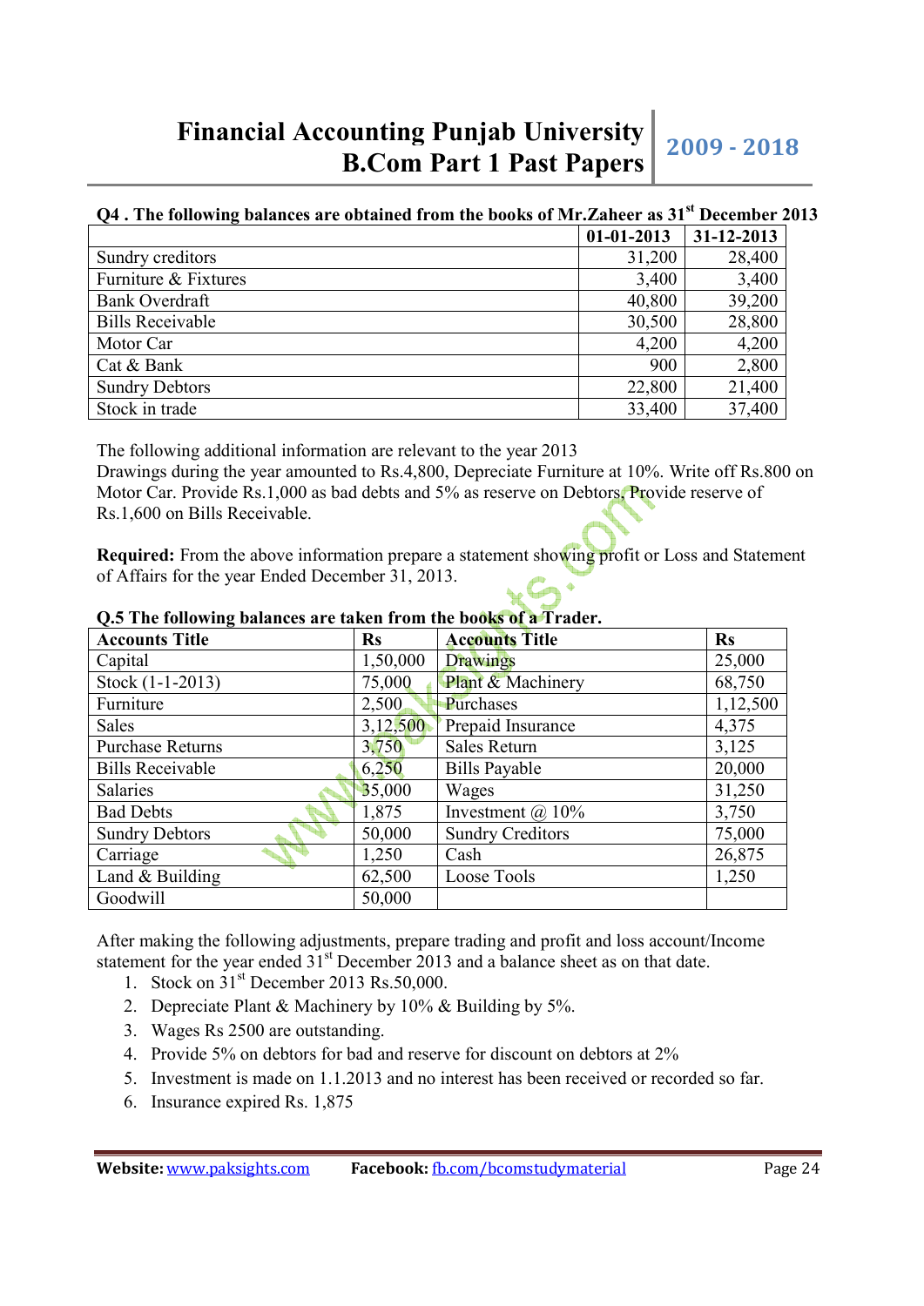**Q4 . The following balances are obtained from the books of Mr.Zaheer as 31st December 2013**

| | 01-01-2013 | 31-12-2013 |
|---|---|---|
| Sundry creditors | 31,200 | 28,400 |
| Furniture & Fixtures | 3,400 | 3,400 |
| Bank Overdraft | 40,800 | 39,200 |
| Bills Receivable | 30,500 | 28,800 |
| Motor Car | 4,200 | 4,200 |
| Cat & Bank | 900 | 2,800 |
| Sundry Debtors | 22,800 | 21,400 |
| Stock in trade | 33,400 | 37,400 |

The following additional information are relevant to the year 2013
Drawings during the year amounted to Rs.4,800, Depreciate Furniture at 10%. Write off Rs.800 on Motor Car. Provide Rs.1,000 as bad debts and 5% as reserve on Debtors. Provide reserve of Rs.1,600 on Bills Receivable.

**Required:** From the above information prepare a statement showing profit or Loss and Statement of Affairs for the year Ended December 31, 2013.

**Q.5 The following balances are taken from the books of a Trader.**

| Accounts Title | Rs | Accounts Title | Rs |
|---|---|---|---|
| Capital | 1,50,000 | Drawings | 25,000 |
| Stock (1-1-2013) | 75,000 | Plant & Machinery | 68,750 |
| Furniture | 2,500 | Purchases | 1,12,500 |
| Sales | 3,12,500 | Prepaid Insurance | 4,375 |
| Purchase Returns | 3,750 | Sales Return | 3,125 |
| Bills Receivable | 6,250 | Bills Payable | 20,000 |
| Salaries | 35,000 | Wages | 31,250 |
| Bad Debts | 1,875 | Investment @ 10% | 3,750 |
| Sundry Debtors | 50,000 | Sundry Creditors | 75,000 |
| Carriage | 1,250 | Cash | 26,875 |
| Land & Building | 62,500 | Loose Tools | 1,250 |
| Goodwill | 50,000 | | |

After making the following adjustments, prepare trading and profit and loss account/Income statement for the year ended 31st December 2013 and a balance sheet as on that date.

1. Stock on 31st December 2013 Rs.50,000.
2. Depreciate Plant & Machinery by 10% & Building by 5%.
3. Wages Rs 2500 are outstanding.
4. Provide 5% on debtors for bad and reserve for discount on debtors at 2%
5. Investment is made on 1.1.2013 and no interest has been received or recorded so far.
6. Insurance expired Rs. 1,875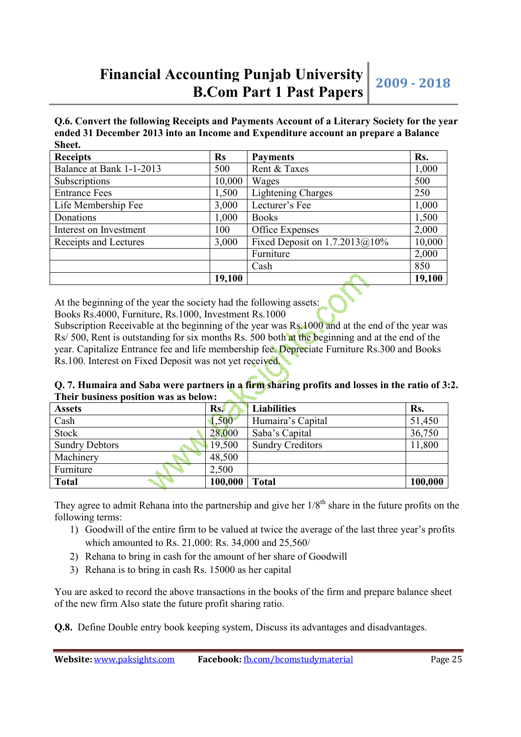**Q.6. Convert the following Receipts and Payments Account of a Literary Society for the year ended 31 December 2013 into an Income and Expenditure account an prepare a Balance Sheet.**

| Receipts | Rs | Payments | Rs. |
|---|---|---|---|
| Balance at Bank 1-1-2013 | 500 | Rent & Taxes | 1,000 |
| Subscriptions | 10,000 | Wages | 500 |
| Entrance Fees | 1,500 | Lightening Charges | 250 |
| Life Membership Fee | 3,000 | Lecturer's Fee | 1,000 |
| Donations | 1,000 | Books | 1,500 |
| Interest on Investment | 100 | Office Expenses | 2,000 |
| Receipts and Lectures | 3,000 | Fixed Deposit on 1.7.2013@10% | 10,000 |
| | | Furniture | 2,000 |
| | | Cash | 850 |
| | **19,100** | | **19,100** |

At the beginning of the year the society had the following assets:
Books Rs.4000, Furniture, Rs.1000, Investment Rs.1000
Subscription Receivable at the beginning of the year was Rs.1000 and at the end of the year was Rs/ 500, Rent is outstanding for six months Rs. 500 both at the beginning and at the end of the year. Capitalize Entrance fee and life membership fee. Depreciate Furniture Rs.300 and Books Rs.100. Interest on Fixed Deposit was not yet received.

**Q. 7. Humaira and Saba were partners in a firm sharing profits and losses in the ratio of 3:2. Their business position was as below:**

| Assets | Rs. | Liabilities | Rs. |
|---|---|---|---|
| Cash | 1,500 | Humaira's Capital | 51,450 |
| Stock | 28,000 | Saba's Capital | 36,750 |
| Sundry Debtors | 19,500 | Sundry Creditors | 11,800 |
| Machinery | 48,500 | | |
| Furniture | 2,500 | | |
| **Total** | **100,000** | **Total** | **100,000** |

They agree to admit Rehana into the partnership and give her $1/8^{th}$ share in the future profits on the following terms:

1) Goodwill of the entire firm to be valued at twice the average of the last three year's profits which amounted to Rs. 21,000: Rs. 34,000 and 25,560/
2) Rehana to bring in cash for the amount of her share of Goodwill
3) Rehana is to bring in cash Rs. 15000 as her capital

You are asked to record the above transactions in the books of the firm and prepare balance sheet of the new firm Also state the future profit sharing ratio.

**Q.8.** Define Double entry book keeping system, Discuss its advantages and disadvantages.